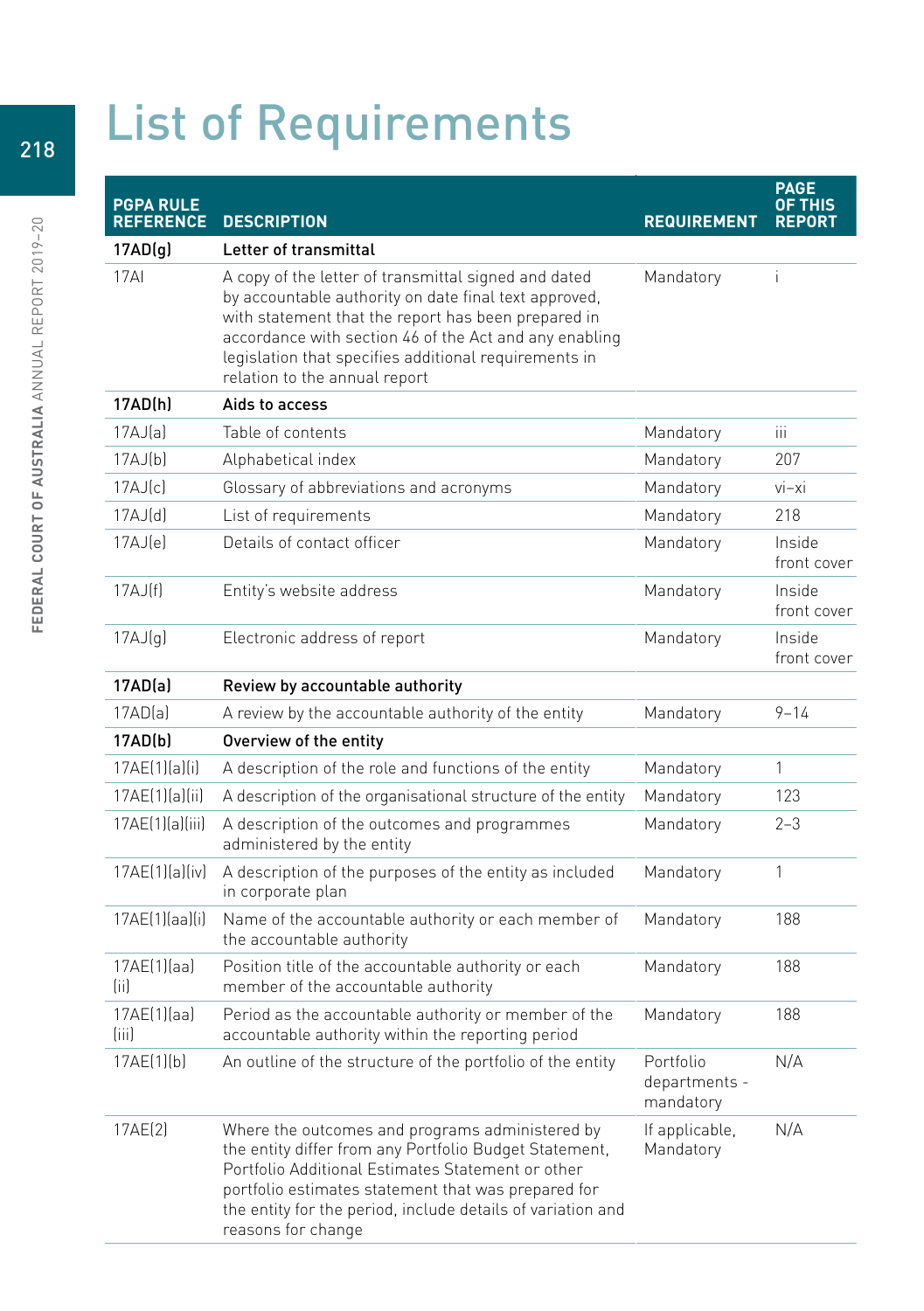# List of Requirements

| PGPA RULE REFERENCE | DESCRIPTION | REQUIREMENT | PAGE OF THIS REPORT |
|---|---|---|---|
| **17AD(g)** | **Letter of transmittal** | | |
| 17AI | A copy of the letter of transmittal signed and dated by accountable authority on date final text approved, with statement that the report has been prepared in accordance with section 46 of the Act and any enabling legislation that specifies additional requirements in relation to the annual report | Mandatory | i |
| **17AD(h)** | **Aids to access** | | |
| 17AJ(a) | Table of contents | Mandatory | iii |
| 17AJ(b) | Alphabetical index | Mandatory | 207 |
| 17AJ(c) | Glossary of abbreviations and acronyms | Mandatory | vi–xi |
| 17AJ(d) | List of requirements | Mandatory | 218 |
| 17AJ(e) | Details of contact officer | Mandatory | Inside front cover |
| 17AJ(f) | Entity's website address | Mandatory | Inside front cover |
| 17AJ(g) | Electronic address of report | Mandatory | Inside front cover |
| **17AD(a)** | **Review by accountable authority** | | |
| 17AD(a) | A review by the accountable authority of the entity | Mandatory | 9–14 |
| **17AD(b)** | **Overview of the entity** | | |
| 17AE(1)(a)(i) | A description of the role and functions of the entity | Mandatory | 1 |
| 17AE(1)(a)(ii) | A description of the organisational structure of the entity | Mandatory | 123 |
| 17AE(1)(a)(iii) | A description of the outcomes and programmes administered by the entity | Mandatory | 2–3 |
| 17AE(1)(a)(iv) | A description of the purposes of the entity as included in corporate plan | Mandatory | 1 |
| 17AE(1)(aa)(i) | Name of the accountable authority or each member of the accountable authority | Mandatory | 188 |
| 17AE(1)(aa)(ii) | Position title of the accountable authority or each member of the accountable authority | Mandatory | 188 |
| 17AE(1)(aa)(iii) | Period as the accountable authority or member of the accountable authority within the reporting period | Mandatory | 188 |
| 17AE(1)(b) | An outline of the structure of the portfolio of the entity | Portfolio departments - mandatory | N/A |
| 17AE(2) | Where the outcomes and programs administered by the entity differ from any Portfolio Budget Statement, Portfolio Additional Estimates Statement or other portfolio estimates statement that was prepared for the entity for the period, include details of variation and reasons for change | If applicable, Mandatory | N/A |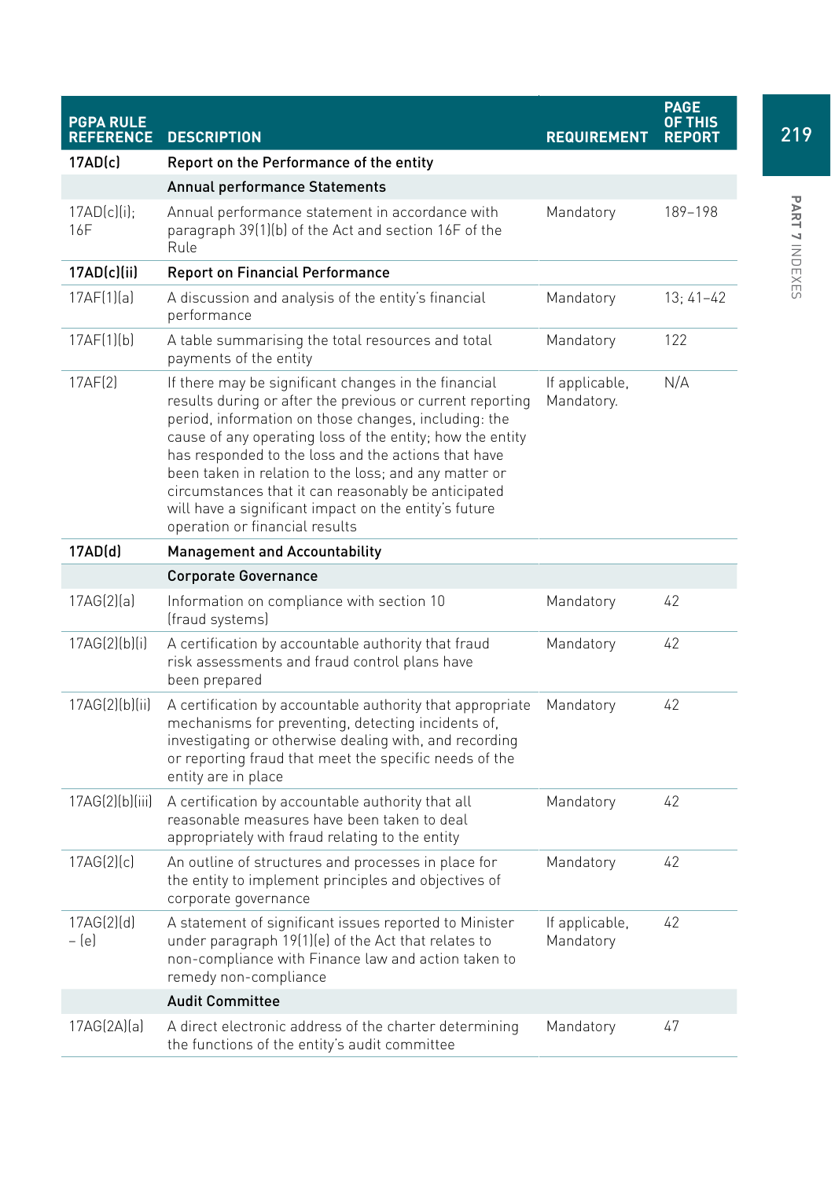| PGPA RULE REFERENCE | DESCRIPTION | REQUIREMENT | PAGE OF THIS REPORT |
|---|---|---|---|
| **17AD(c)** | **Report on the Performance of the entity** | | |
| | **Annual performance Statements** | | |
| 17AD(c)(i); 16F | Annual performance statement in accordance with paragraph 39(1)(b) of the Act and section 16F of the Rule | Mandatory | 189–198 |
| **17AD(c)(ii)** | **Report on Financial Performance** | | |
| 17AF(1)(a) | A discussion and analysis of the entity's financial performance | Mandatory | 13; 41–42 |
| 17AF(1)(b) | A table summarising the total resources and total payments of the entity | Mandatory | 122 |
| 17AF(2) | If there may be significant changes in the financial results during or after the previous or current reporting period, information on those changes, including: the cause of any operating loss of the entity; how the entity has responded to the loss and the actions that have been taken in relation to the loss; and any matter or circumstances that it can reasonably be anticipated will have a significant impact on the entity's future operation or financial results | If applicable, Mandatory. | N/A |
| **17AD(d)** | **Management and Accountability** | | |
| | **Corporate Governance** | | |
| 17AG(2)(a) | Information on compliance with section 10 (fraud systems) | Mandatory | 42 |
| 17AG(2)(b)(i) | A certification by accountable authority that fraud risk assessments and fraud control plans have been prepared | Mandatory | 42 |
| 17AG(2)(b)(ii) | A certification by accountable authority that appropriate mechanisms for preventing, detecting incidents of, investigating or otherwise dealing with, and recording or reporting fraud that meet the specific needs of the entity are in place | Mandatory | 42 |
| 17AG(2)(b)(iii) | A certification by accountable authority that all reasonable measures have been taken to deal appropriately with fraud relating to the entity | Mandatory | 42 |
| 17AG(2)(c) | An outline of structures and processes in place for the entity to implement principles and objectives of corporate governance | Mandatory | 42 |
| 17AG(2)(d) – (e) | A statement of significant issues reported to Minister under paragraph 19(1)(e) of the Act that relates to non-compliance with Finance law and action taken to remedy non-compliance | If applicable, Mandatory | 42 |
| | **Audit Committee** | | |
| 17AG(2A)(a) | A direct electronic address of the charter determining the functions of the entity's audit committee | Mandatory | 47 |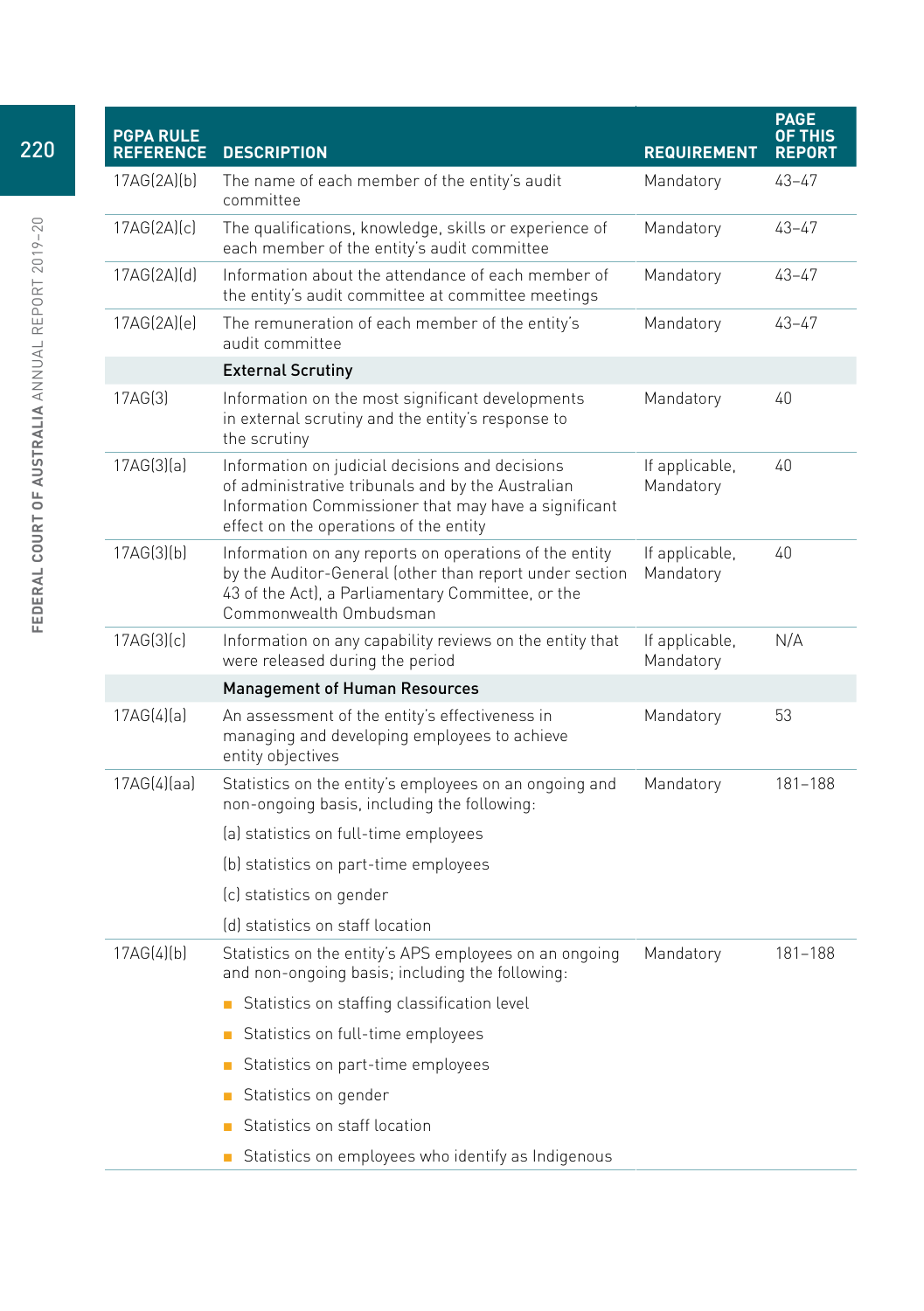| PGPA RULE REFERENCE | DESCRIPTION | REQUIREMENT | PAGE OF THIS REPORT |
|---|---|---|---|
| 17AG(2A)(b) | The name of each member of the entity's audit committee | Mandatory | 43–47 |
| 17AG(2A)(c) | The qualifications, knowledge, skills or experience of each member of the entity's audit committee | Mandatory | 43–47 |
| 17AG(2A)(d) | Information about the attendance of each member of the entity's audit committee at committee meetings | Mandatory | 43–47 |
| 17AG(2A)(e) | The remuneration of each member of the entity's audit committee | Mandatory | 43–47 |
| | **External Scrutiny** | | |
| 17AG(3) | Information on the most significant developments in external scrutiny and the entity's response to the scrutiny | Mandatory | 40 |
| 17AG(3)(a) | Information on judicial decisions and decisions of administrative tribunals and by the Australian Information Commissioner that may have a significant effect on the operations of the entity | If applicable, Mandatory | 40 |
| 17AG(3)(b) | Information on any reports on operations of the entity by the Auditor-General (other than report under section 43 of the Act), a Parliamentary Committee, or the Commonwealth Ombudsman | If applicable, Mandatory | 40 |
| 17AG(3)(c) | Information on any capability reviews on the entity that were released during the period | If applicable, Mandatory | N/A |
| | **Management of Human Resources** | | |
| 17AG(4)(a) | An assessment of the entity's effectiveness in managing and developing employees to achieve entity objectives | Mandatory | 53 |
| 17AG(4)(aa) | Statistics on the entity's employees on an ongoing and non-ongoing basis, including the following:<br>(a) statistics on full-time employees<br>(b) statistics on part-time employees<br>(c) statistics on gender<br>(d) statistics on staff location | Mandatory | 181–188 |
| 17AG(4)(b) | Statistics on the entity's APS employees on an ongoing and non-ongoing basis; including the following:<br>- Statistics on staffing classification level<br>- Statistics on full-time employees<br>- Statistics on part-time employees<br>- Statistics on gender<br>- Statistics on staff location<br>- Statistics on employees who identify as Indigenous | Mandatory | 181–188 |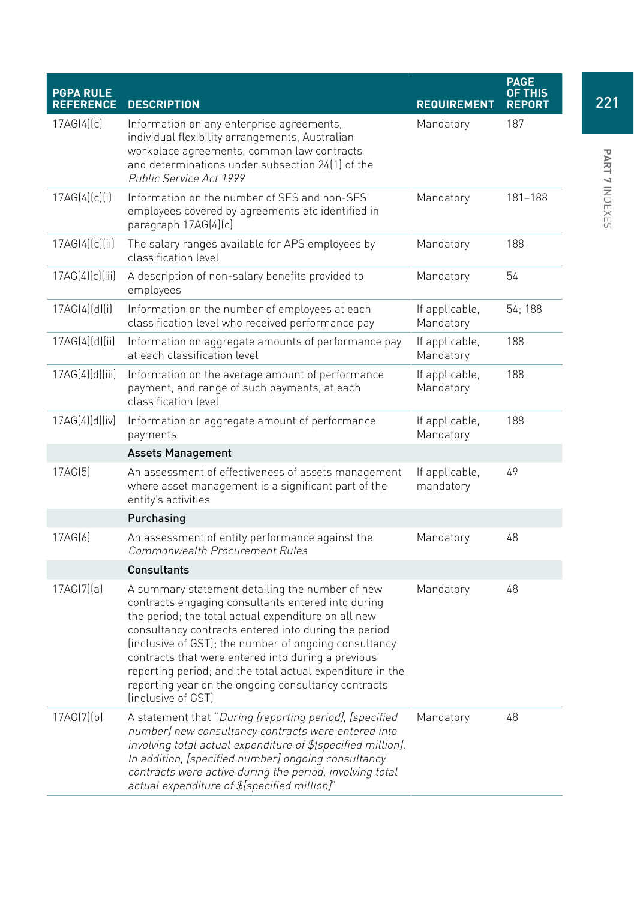| PGPA RULE REFERENCE | DESCRIPTION | REQUIREMENT | PAGE OF THIS REPORT |
|---|---|---|---|
| 17AG(4)(c) | Information on any enterprise agreements, individual flexibility arrangements, Australian workplace agreements, common law contracts and determinations under subsection 24(1) of the *Public Service Act 1999* | Mandatory | 187 |
| 17AG(4)(c)(i) | Information on the number of SES and non-SES employees covered by agreements etc identified in paragraph 17AG(4)(c) | Mandatory | 181–188 |
| 17AG(4)(c)(ii) | The salary ranges available for APS employees by classification level | Mandatory | 188 |
| 17AG(4)(c)(iii) | A description of non-salary benefits provided to employees | Mandatory | 54 |
| 17AG(4)(d)(i) | Information on the number of employees at each classification level who received performance pay | If applicable, Mandatory | 54; 188 |
| 17AG(4)(d)(ii) | Information on aggregate amounts of performance pay at each classification level | If applicable, Mandatory | 188 |
| 17AG(4)(d)(iii) | Information on the average amount of performance payment, and range of such payments, at each classification level | If applicable, Mandatory | 188 |
| 17AG(4)(d)(iv) | Information on aggregate amount of performance payments | If applicable, Mandatory | 188 |
| | **Assets Management** | | |
| 17AG(5) | An assessment of effectiveness of assets management where asset management is a significant part of the entity's activities | If applicable, mandatory | 49 |
| | **Purchasing** | | |
| 17AG(6) | An assessment of entity performance against the *Commonwealth Procurement Rules* | Mandatory | 48 |
| | **Consultants** | | |
| 17AG(7)(a) | A summary statement detailing the number of new contracts engaging consultants entered into during the period; the total actual expenditure on all new consultancy contracts entered into during the period (inclusive of GST); the number of ongoing consultancy contracts that were entered into during a previous reporting period; and the total actual expenditure in the reporting year on the ongoing consultancy contracts (inclusive of GST) | Mandatory | 48 |
| 17AG(7)(b) | A statement that "*During [reporting period], [specified number] new consultancy contracts were entered into involving total actual expenditure of $[specified million]. In addition, [specified number] ongoing consultancy contracts were active during the period, involving total actual expenditure of $[specified million]*" | Mandatory | 48 |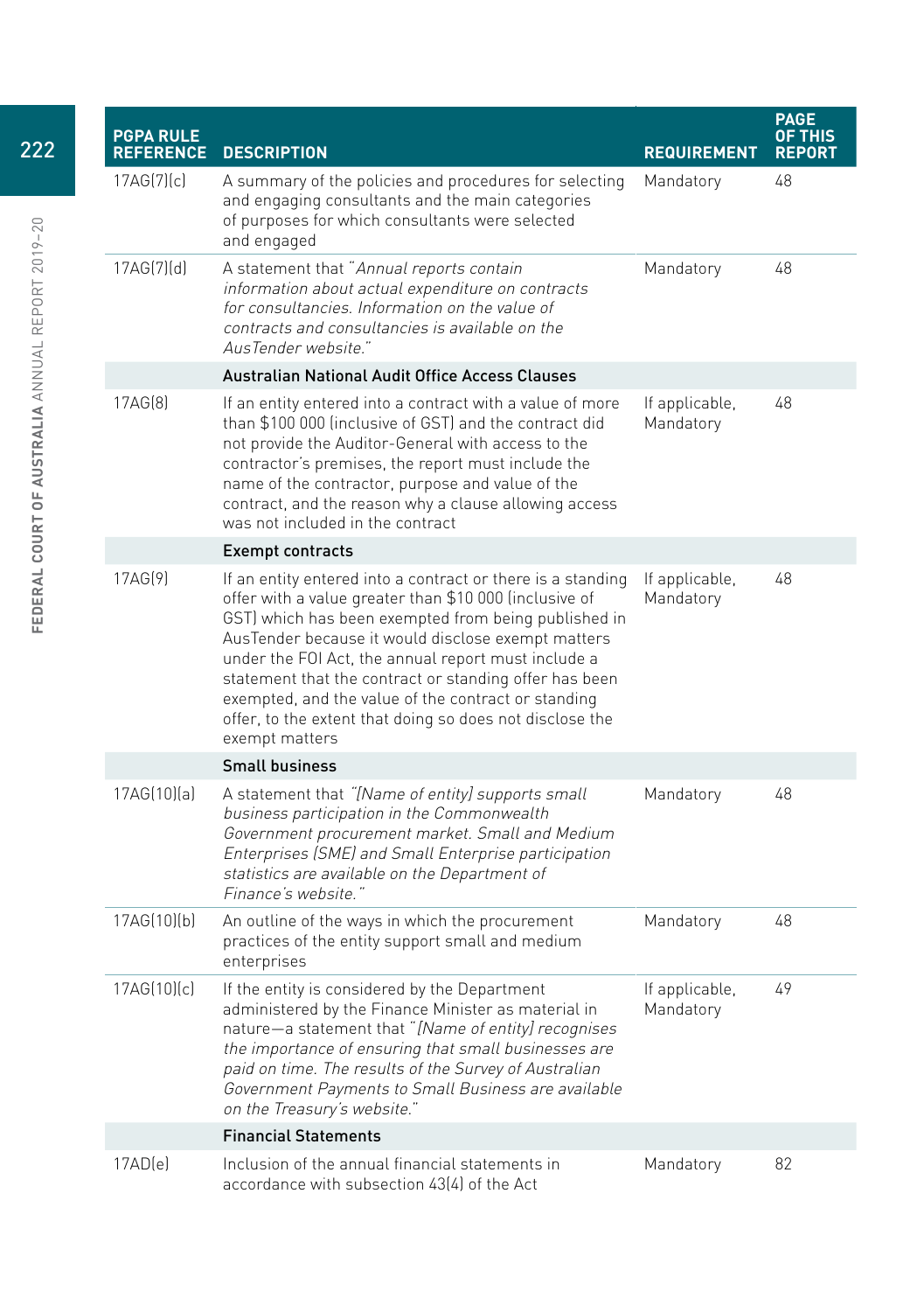| PGPA RULE REFERENCE | DESCRIPTION | REQUIREMENT | PAGE OF THIS REPORT |
|---|---|---|---|
| 17AG(7)(c) | A summary of the policies and procedures for selecting and engaging consultants and the main categories of purposes for which consultants were selected and engaged | Mandatory | 48 |
| 17AG(7)(d) | A statement that *"Annual reports contain information about actual expenditure on contracts for consultancies. Information on the value of contracts and consultancies is available on the AusTender website."* | Mandatory | 48 |
| | **Australian National Audit Office Access Clauses** | | |
| 17AG(8) | If an entity entered into a contract with a value of more than $100 000 (inclusive of GST) and the contract did not provide the Auditor-General with access to the contractor's premises, the report must include the name of the contractor, purpose and value of the contract, and the reason why a clause allowing access was not included in the contract | If applicable, Mandatory | 48 |
| | **Exempt contracts** | | |
| 17AG(9) | If an entity entered into a contract or there is a standing offer with a value greater than $10 000 (inclusive of GST) which has been exempted from being published in AusTender because it would disclose exempt matters under the FOI Act, the annual report must include a statement that the contract or standing offer has been exempted, and the value of the contract or standing offer, to the extent that doing so does not disclose the exempt matters | If applicable, Mandatory | 48 |
| | **Small business** | | |
| 17AG(10)(a) | A statement that *"[Name of entity] supports small business participation in the Commonwealth Government procurement market. Small and Medium Enterprises (SME) and Small Enterprise participation statistics are available on the Department of Finance's website."* | Mandatory | 48 |
| 17AG(10)(b) | An outline of the ways in which the procurement practices of the entity support small and medium enterprises | Mandatory | 48 |
| 17AG(10)(c) | If the entity is considered by the Department administered by the Finance Minister as material in nature—a statement that *"[Name of entity] recognises the importance of ensuring that small businesses are paid on time. The results of the Survey of Australian Government Payments to Small Business are available on the Treasury's website."* | If applicable, Mandatory | 49 |
| | **Financial Statements** | | |
| 17AD(e) | Inclusion of the annual financial statements in accordance with subsection 43(4) of the Act | Mandatory | 82 |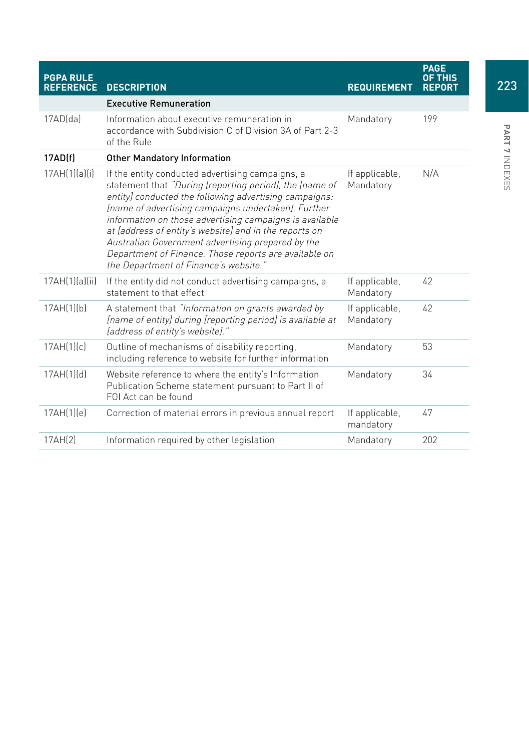| PGPA RULE REFERENCE | DESCRIPTION | REQUIREMENT | PAGE OF THIS REPORT |
|---|---|---|---|
| | **Executive Remuneration** | | |
| 17AD(da) | Information about executive remuneration in accordance with Subdivision C of Division 3A of Part 2-3 of the Rule | Mandatory | 199 |
| **17AD(f)** | **Other Mandatory Information** | | |
| 17AH(1)(a)(i) | If the entity conducted advertising campaigns, a statement that *"During [reporting period], the [name of entity] conducted the following advertising campaigns: [name of advertising campaigns undertaken]. Further information on those advertising campaigns is available at [address of entity's website] and in the reports on Australian Government advertising prepared by the Department of Finance. Those reports are available on the Department of Finance's website."* | If applicable, Mandatory | N/A |
| 17AH(1)(a)(ii) | If the entity did not conduct advertising campaigns, a statement to that effect | If applicable, Mandatory | 42 |
| 17AH(1)(b) | A statement that *"Information on grants awarded by [name of entity] during [reporting period] is available at [address of entity's website]."* | If applicable, Mandatory | 42 |
| 17AH(1)(c) | Outline of mechanisms of disability reporting, including reference to website for further information | Mandatory | 53 |
| 17AH(1)(d) | Website reference to where the entity's Information Publication Scheme statement pursuant to Part II of FOI Act can be found | Mandatory | 34 |
| 17AH(1)(e) | Correction of material errors in previous annual report | If applicable, mandatory | 47 |
| 17AH(2) | Information required by other legislation | Mandatory | 202 |